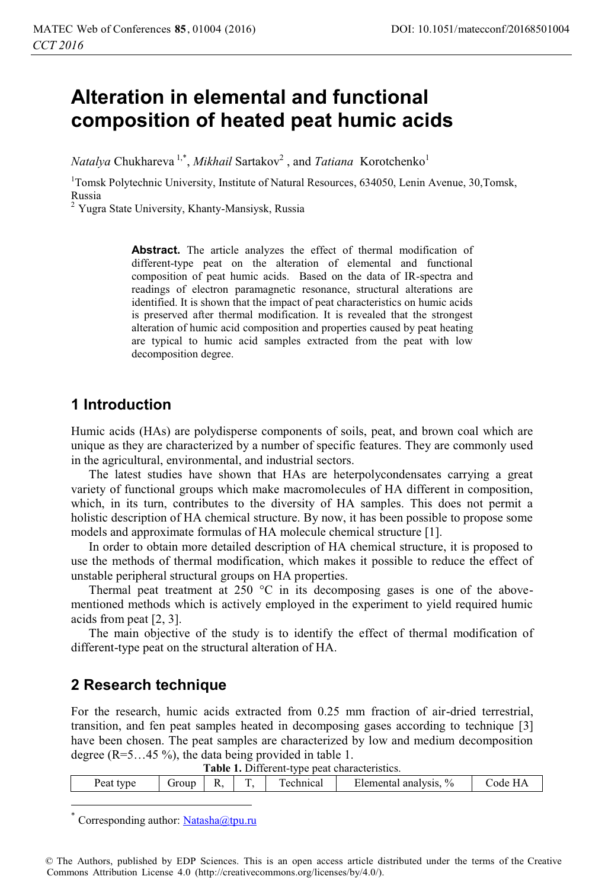# Alteration in elemental and functional composition of heated peat humic acids

*Natalya* Chukhareva [1,*], *Mikhail* Sartakov [2], and *Tatiana* Korotchenko [1]

[1] Tomsk Polytechnic University, Institute of Natural Resources, 634050, Lenin Avenue, 30,Tomsk, Russia

[2] Yugra State University, Khanty-Mansiysk, Russia

**Abstract.** The article analyzes the effect of thermal modification of different-type peat on the alteration of elemental and functional composition of peat humic acids. Based on the data of IR-spectra and readings of electron paramagnetic resonance, structural alterations are identified. It is shown that the impact of peat characteristics on humic acids is preserved after thermal modification. It is revealed that the strongest alteration of humic acid composition and properties caused by peat heating are typical to humic acid samples extracted from the peat with low decomposition degree.

## 1 Introduction

Humic acids (HAs) are polydisperse components of soils, peat, and brown coal which are unique as they are characterized by a number of specific features. They are commonly used in the agricultural, environmental, and industrial sectors.

The latest studies have shown that HAs are heterpolycondensates carrying a great variety of functional groups which make macromolecules of HA different in composition, which, in its turn, contributes to the diversity of HA samples. This does not permit a holistic description of HA chemical structure. By now, it has been possible to propose some models and approximate formulas of HA molecule chemical structure [1].

In order to obtain more detailed description of HA chemical structure, it is proposed to use the methods of thermal modification, which makes it possible to reduce the effect of unstable peripheral structural groups on HA properties.

Thermal peat treatment at 250 °C in its decomposing gases is one of the above-mentioned methods which is actively employed in the experiment to yield required humic acids from peat [2, 3].

The main objective of the study is to identify the effect of thermal modification of different-type peat on the structural alteration of HA.

## 2 Research technique

For the research, humic acids extracted from 0.25 mm fraction of air-dried terrestrial, transition, and fen peat samples heated in decomposing gases according to technique [3] have been chosen. The peat samples are characterized by low and medium decomposition degree (R=5…45 %), the data being provided in table 1.

**Table 1.** Different-type peat characteristics.

| Peat type | Group | R, | T, | Technical | Elemental analysis, % | Code HA |
|---|---|---|---|---|---|---|

* Corresponding author: Natasha@tpu.ru

© The Authors, published by EDP Sciences. This is an open access article distributed under the terms of the Creative Commons Attribution License 4.0 (http://creativecommons.org/licenses/by/4.0/).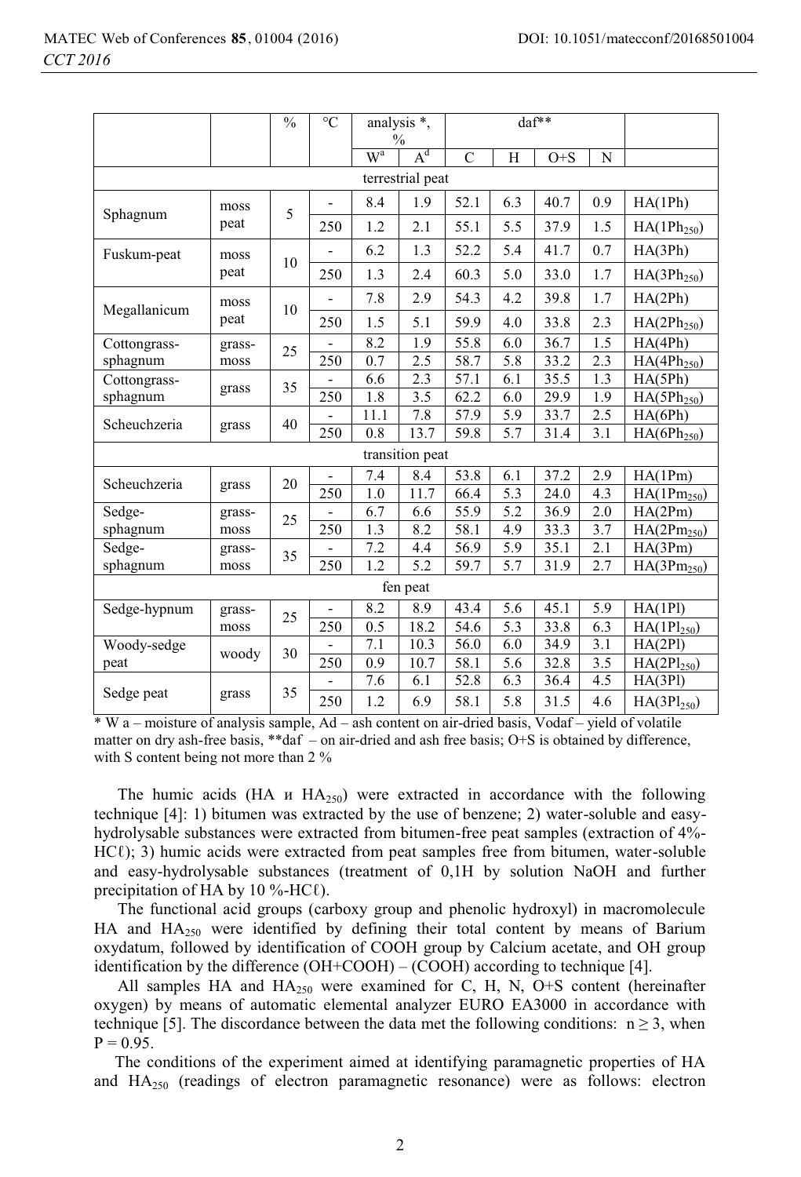| | | % | °C | analysis *, % | | daf** | | | | |
|---|---|---|---|---|---|---|---|---|---|---|
| | | | | $W^a$ | $A^d$ | C | H | O+S | N | |
| terrestrial peat | | | | | | | | | | |
| Sphagnum | moss peat | 5 | - | 8.4 | 1.9 | 52.1 | 6.3 | 40.7 | 0.9 | HA(1Ph) |
| | | | 250 | 1.2 | 2.1 | 55.1 | 5.5 | 37.9 | 1.5 | $HA(1Ph_{250})$ |
| Fuskum-peat | moss peat | 10 | - | 6.2 | 1.3 | 52.2 | 5.4 | 41.7 | 0.7 | HA(3Ph) |
| | | | 250 | 1.3 | 2.4 | 60.3 | 5.0 | 33.0 | 1.7 | $HA(3Ph_{250})$ |
| Megallanicum | moss peat | 10 | - | 7.8 | 2.9 | 54.3 | 4.2 | 39.8 | 1.7 | HA(2Ph) |
| | | | 250 | 1.5 | 5.1 | 59.9 | 4.0 | 33.8 | 2.3 | $HA(2Ph_{250})$ |
| Cottongrass-sphagnum | grass-moss | 25 | - | 8.2 | 1.9 | 55.8 | 6.0 | 36.7 | 1.5 | HA(4Ph) |
| | | | 250 | 0.7 | 2.5 | 58.7 | 5.8 | 33.2 | 2.3 | $HA(4Ph_{250})$ |
| Cottongrass-sphagnum | grass | 35 | - | 6.6 | 2.3 | 57.1 | 6.1 | 35.5 | 1.3 | HA(5Ph) |
| | | | 250 | 1.8 | 3.5 | 62.2 | 6.0 | 29.9 | 1.9 | $HA(5Ph_{250})$ |
| Scheuchzeria | grass | 40 | - | 11.1 | 7.8 | 57.9 | 5.9 | 33.7 | 2.5 | HA(6Ph) |
| | | | 250 | 0.8 | 13.7 | 59.8 | 5.7 | 31.4 | 3.1 | $HA(6Ph_{250})$ |
| transition peat | | | | | | | | | | |
| Scheuchzeria | grass | 20 | - | 7.4 | 8.4 | 53.8 | 6.1 | 37.2 | 2.9 | HA(1Pm) |
| | | | 250 | 1.0 | 11.7 | 66.4 | 5.3 | 24.0 | 4.3 | $HA(1Pm_{250})$ |
| Sedge-sphagnum | grass-moss | 25 | - | 6.7 | 6.6 | 55.9 | 5.2 | 36.9 | 2.0 | HA(2Pm) |
| | | | 250 | 1.3 | 8.2 | 58.1 | 4.9 | 33.3 | 3.7 | $HA(2Pm_{250})$ |
| Sedge-sphagnum | grass-moss | 35 | - | 7.2 | 4.4 | 56.9 | 5.9 | 35.1 | 2.1 | HA(3Pm) |
| | | | 250 | 1.2 | 5.2 | 59.7 | 5.7 | 31.9 | 2.7 | $HA(3Pm_{250})$ |
| fen peat | | | | | | | | | | |
| Sedge-hypnum | grass-moss | 25 | - | 8.2 | 8.9 | 43.4 | 5.6 | 45.1 | 5.9 | HA(1Pl) |
| | | | 250 | 0.5 | 18.2 | 54.6 | 5.3 | 33.8 | 6.3 | $HA(1Pl_{250})$ |
| Woody-sedge peat | woody | 30 | - | 7.1 | 10.3 | 56.0 | 6.0 | 34.9 | 3.1 | HA(2Pl) |
| | | | 250 | 0.9 | 10.7 | 58.1 | 5.6 | 32.8 | 3.5 | $HA(2Pl_{250})$ |
| Sedge peat | grass | 35 | - | 7.6 | 6.1 | 52.8 | 6.3 | 36.4 | 4.5 | HA(3Pl) |
| | | | 250 | 1.2 | 6.9 | 58.1 | 5.8 | 31.5 | 4.6 | $HA(3Pl_{250})$ |

* W a – moisture of analysis sample, Ad – ash content on air-dried basis, Vodaf – yield of volatile matter on dry ash-free basis, **daf – on air-dried and ash free basis; O+S is obtained by difference, with S content being not more than 2 %

The humic acids (HA и $HA_{250}$) were extracted in accordance with the following technique [4]: 1) bitumen was extracted by the use of benzene; 2) water-soluble and easy-hydrolysable substances were extracted from bitumen-free peat samples (extraction of 4%-HCℓ); 3) humic acids were extracted from peat samples free from bitumen, water-soluble and easy-hydrolysable substances (treatment of 0,1H by solution NaOH and further precipitation of HA by 10 %-HCℓ).

The functional acid groups (carboxy group and phenolic hydroxyl) in macromolecule HA and $HA_{250}$ were identified by defining their total content by means of Barium oxydatum, followed by identification of COOH group by Calcium acetate, and OH group identification by the difference (OH+COOH) – (COOH) according to technique [4].

All samples HA and $HA_{250}$ were examined for C, H, N, O+S content (hereinafter oxygen) by means of automatic elemental analyzer EURO EA3000 in accordance with technique [5]. The discordance between the data met the following conditions: $n \geq 3$, when $P = 0.95$.

The conditions of the experiment aimed at identifying paramagnetic properties of HA and $HA_{250}$ (readings of electron paramagnetic resonance) were as follows: electron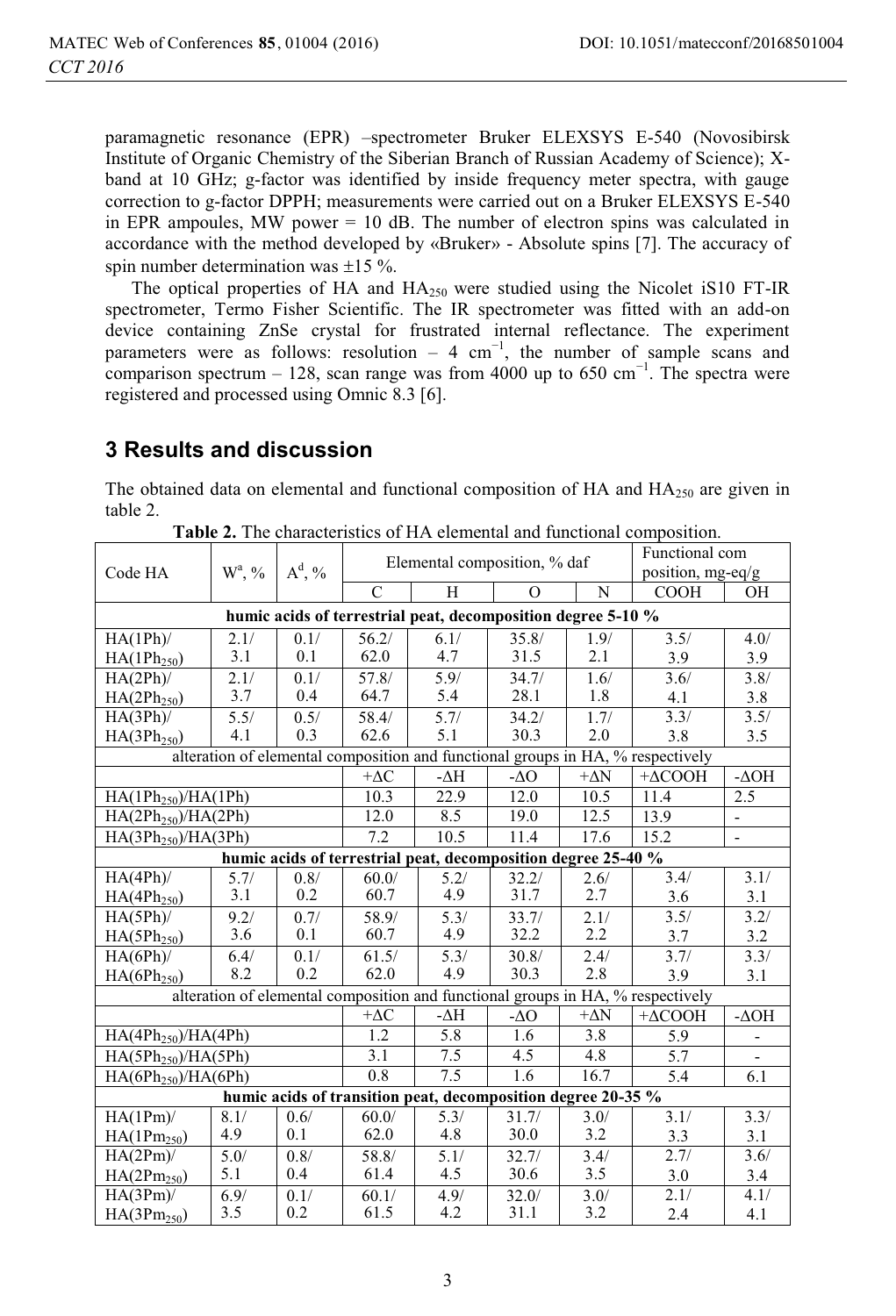paramagnetic resonance (EPR) –spectrometer Bruker ELEXSYS E-540 (Novosibirsk Institute of Organic Chemistry of the Siberian Branch of Russian Academy of Science); X-band at 10 GHz; g-factor was identified by inside frequency meter spectra, with gauge correction to g-factor DPPH; measurements were carried out on a Bruker ELEXSYS E-540 in EPR ampoules, MW power = 10 dB. The number of electron spins was calculated in accordance with the method developed by «Bruker» - Absolute spins [7]. The accuracy of spin number determination was ±15 %.

The optical properties of HA and $HA_{250}$ were studied using the Nicolet iS10 FT-IR spectrometer, Termo Fisher Scientific. The IR spectrometer was fitted with an add-on device containing ZnSe crystal for frustrated internal reflectance. The experiment parameters were as follows: resolution – 4 $cm^{-1}$, the number of sample scans and comparison spectrum – 128, scan range was from 4000 up to 650 $cm^{-1}$. The spectra were registered and processed using Omnic 8.3 [6].

## 3 Results and discussion

The obtained data on elemental and functional composition of HA and $HA_{250}$ are given in table 2.

**Table 2.** The characteristics of HA elemental and functional composition.

| Code HA | $W^a$, % | $A^d$, % | Elemental composition, % daf | | | | Functional com position, mg-eq/g | |
|---|---|---|---|---|---|---|---|---|
| | | | C | H | O | N | COOH | OH |
| **humic acids of terrestrial peat, decomposition degree 5-10 %** | | | | | | | | |
| HA(1Ph)/ $HA(1Ph_{250})$ | 2.1/ 3.1 | 0.1/ 0.1 | 56.2/ 62.0 | 6.1/ 4.7 | 35.8/ 31.5 | 1.9/ 2.1 | 3.5/ 3.9 | 4.0/ 3.9 |
| HA(2Ph)/ $HA(2Ph_{250})$ | 2.1/ 3.7 | 0.1/ 0.4 | 57.8/ 64.7 | 5.9/ 5.4 | 34.7/ 28.1 | 1.6/ 1.8 | 3.6/ 4.1 | 3.8/ 3.8 |
| HA(3Ph)/ $HA(3Ph_{250})$ | 5.5/ 4.1 | 0.5/ 0.3 | 58.4/ 62.6 | 5.7/ 5.1 | 34.2/ 30.3 | 1.7/ 2.0 | 3.3/ 3.8 | 3.5/ 3.5 |
| alteration of elemental composition and functional groups in HA, % respectively | | | | | | | | |
| | | | $+\Delta C$ | $-\Delta H$ | $-\Delta O$ | $+\Delta N$ | $+\Delta COOH$ | $-\Delta OH$ |
| $HA(1Ph_{250})$/HA(1Ph) | | | 10.3 | 22.9 | 12.0 | 10.5 | 11.4 | 2.5 |
| $HA(2Ph_{250})$/HA(2Ph) | | | 12.0 | 8.5 | 19.0 | 12.5 | 13.9 | - |
| $HA(3Ph_{250})$/HA(3Ph) | | | 7.2 | 10.5 | 11.4 | 17.6 | 15.2 | - |
| **humic acids of terrestrial peat, decomposition degree 25-40 %** | | | | | | | | |
| HA(4Ph)/ $HA(4Ph_{250})$ | 5.7/ 3.1 | 0.8/ 0.2 | 60.0/ 60.7 | 5.2/ 4.9 | 32.2/ 31.7 | 2.6/ 2.7 | 3.4/ 3.6 | 3.1/ 3.1 |
| HA(5Ph)/ $HA(5Ph_{250})$ | 9.2/ 3.6 | 0.7/ 0.1 | 58.9/ 60.7 | 5.3/ 4.9 | 33.7/ 32.2 | 2.1/ 2.2 | 3.5/ 3.7 | 3.2/ 3.2 |
| HA(6Ph)/ $HA(6Ph_{250})$ | 6.4/ 8.2 | 0.1/ 0.2 | 61.5/ 62.0 | 5.3/ 4.9 | 30.8/ 30.3 | 2.4/ 2.8 | 3.7/ 3.9 | 3.3/ 3.1 |
| alteration of elemental composition and functional groups in HA, % respectively | | | | | | | | |
| | | | $+\Delta C$ | $-\Delta H$ | $-\Delta O$ | $+\Delta N$ | $+\Delta COOH$ | $-\Delta OH$ |
| $HA(4Ph_{250})$/HA(4Ph) | | | 1.2 | 5.8 | 1.6 | 3.8 | 5.9 | - |
| $HA(5Ph_{250})$/HA(5Ph) | | | 3.1 | 7.5 | 4.5 | 4.8 | 5.7 | - |
| $HA(6Ph_{250})$/HA(6Ph) | | | 0.8 | 7.5 | 1.6 | 16.7 | 5.4 | 6.1 |
| **humic acids of transition peat, decomposition degree 20-35 %** | | | | | | | | |
| HA(1Pm)/ $HA(1Pm_{250})$ | 8.1/ 4.9 | 0.6/ 0.1 | 60.0/ 62.0 | 5.3/ 4.8 | 31.7/ 30.0 | 3.0/ 3.2 | 3.1/ 3.3 | 3.3/ 3.1 |
| HA(2Pm)/ $HA(2Pm_{250})$ | 5.0/ 5.1 | 0.8/ 0.4 | 58.8/ 61.4 | 5.1/ 4.5 | 32.7/ 30.6 | 3.4/ 3.5 | 2.7/ 3.0 | 3.6/ 3.4 |
| HA(3Pm)/ $HA(3Pm_{250})$ | 6.9/ 3.5 | 0.1/ 0.2 | 60.1/ 61.5 | 4.9/ 4.2 | 32.0/ 31.1 | 3.0/ 3.2 | 2.1/ 2.4 | 4.1/ 4.1 |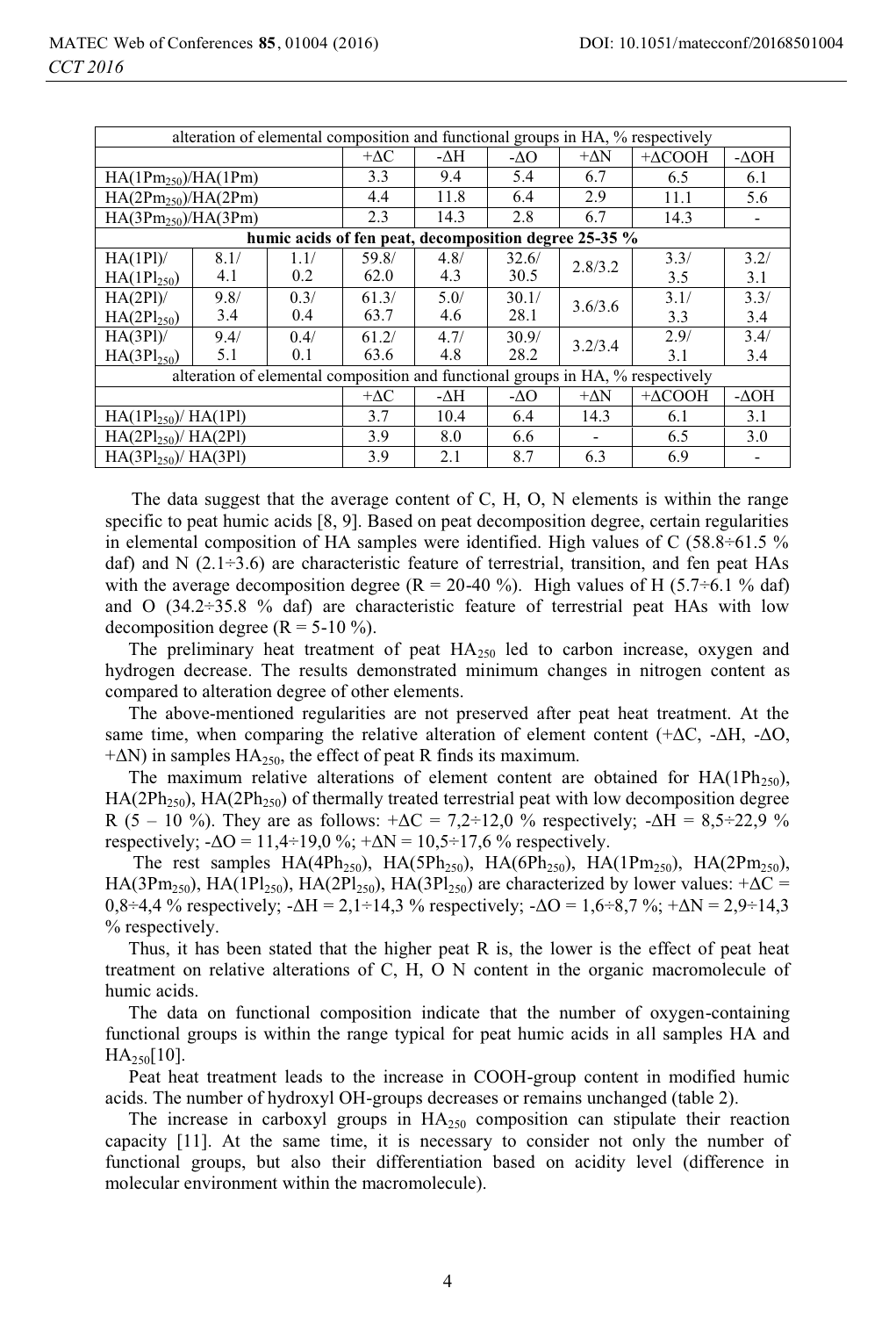| | | | | | | | | |
|---|---|---|---|---|---|---|---|---|
| alteration of elemental composition and functional groups in HA, % respectively | | | | | | | | |
| | | | $+\Delta C$ | $-\Delta H$ | $-\Delta O$ | $+\Delta N$ | $+\Delta COOH$ | $-\Delta OH$ |
| HA($1Pm_{250}$)/HA(1Pm) | | | 3.3 | 9.4 | 5.4 | 6.7 | 6.5 | 6.1 |
| HA($2Pm_{250}$)/HA(2Pm) | | | 4.4 | 11.8 | 6.4 | 2.9 | 11.1 | 5.6 |
| HA($3Pm_{250}$)/HA(3Pm) | | | 2.3 | 14.3 | 2.8 | 6.7 | 14.3 | - |
| **humic acids of fen peat, decomposition degree 25-35 %** | | | | | | | | |
| HA(1Pl)/ HA($1Pl_{250}$) | 8.1/ 4.1 | 1.1/ 0.2 | 59.8/ 62.0 | 4.8/ 4.3 | 32.6/ 30.5 | 2.8/3.2 | 3.3/ 3.5 | 3.2/ 3.1 |
| HA(2Pl)/ HA($2Pl_{250}$) | 9.8/ 3.4 | 0.3/ 0.4 | 61.3/ 63.7 | 5.0/ 4.6 | 30.1/ 28.1 | 3.6/3.6 | 3.1/ 3.3 | 3.3/ 3.4 |
| HA(3Pl)/ HA($3Pl_{250}$) | 9.4/ 5.1 | 0.4/ 0.1 | 61.2/ 63.6 | 4.7/ 4.8 | 30.9/ 28.2 | 3.2/3.4 | 2.9/ 3.1 | 3.4/ 3.4 |
| alteration of elemental composition and functional groups in HA, % respectively | | | | | | | | |
| | | | $+\Delta C$ | $-\Delta H$ | $-\Delta O$ | $+\Delta N$ | $+\Delta COOH$ | $-\Delta OH$ |
| HA($1Pl_{250}$)/ HA(1Pl) | | | 3.7 | 10.4 | 6.4 | 14.3 | 6.1 | 3.1 |
| HA($2Pl_{250}$)/ HA(2Pl) | | | 3.9 | 8.0 | 6.6 | - | 6.5 | 3.0 |
| HA($3Pl_{250}$)/ HA(3Pl) | | | 3.9 | 2.1 | 8.7 | 6.3 | 6.9 | - |

The data suggest that the average content of C, H, O, N elements is within the range specific to peat humic acids [8, 9]. Based on peat decomposition degree, certain regularities in elemental composition of HA samples were identified. High values of C (58.8÷61.5 % daf) and N (2.1÷3.6) are characteristic feature of terrestrial, transition, and fen peat HAs with the average decomposition degree (R = 20-40 %). High values of H (5.7÷6.1 % daf) and O (34.2÷35.8 % daf) are characteristic feature of terrestrial peat HAs with low decomposition degree (R = 5-10 %).

The preliminary heat treatment of peat $HA_{250}$ led to carbon increase, oxygen and hydrogen decrease. The results demonstrated minimum changes in nitrogen content as compared to alteration degree of other elements.

The above-mentioned regularities are not preserved after peat heat treatment. At the same time, when comparing the relative alteration of element content ($+\Delta C$, $-\Delta H$, $-\Delta O$, $+\Delta N$) in samples $HA_{250}$, the effect of peat R finds its maximum.

The maximum relative alterations of element content are obtained for HA($1Ph_{250}$), HA($2Ph_{250}$), HA($2Ph_{250}$) of thermally treated terrestrial peat with low decomposition degree R (5 – 10 %). They are as follows: $+\Delta C$ = 7,2÷12,0 % respectively; $-\Delta H$ = 8,5÷22,9 % respectively; $-\Delta O$ = 11,4÷19,0 %; $+\Delta N$ = 10,5÷17,6 % respectively.

The rest samples HA($4Ph_{250}$), HA($5Ph_{250}$), HA($6Ph_{250}$), HA($1Pm_{250}$), HA($2Pm_{250}$), HA($3Pm_{250}$), HA($1Pl_{250}$), HA($2Pl_{250}$), HA($3Pl_{250}$) are characterized by lower values: $+\Delta C$ = 0,8÷4,4 % respectively; $-\Delta H$ = 2,1÷14,3 % respectively; $-\Delta O$ = 1,6÷8,7 %; $+\Delta N$ = 2,9÷14,3 % respectively.

Thus, it has been stated that the higher peat R is, the lower is the effect of peat heat treatment on relative alterations of C, H, O N content in the organic macromolecule of humic acids.

The data on functional composition indicate that the number of oxygen-containing functional groups is within the range typical for peat humic acids in all samples HA and $HA_{250}$[10].

Peat heat treatment leads to the increase in COOH-group content in modified humic acids. The number of hydroxyl OH-groups decreases or remains unchanged (table 2).

The increase in carboxyl groups in $HA_{250}$ composition can stipulate their reaction capacity [11]. At the same time, it is necessary to consider not only the number of functional groups, but also their differentiation based on acidity level (difference in molecular environment within the macromolecule).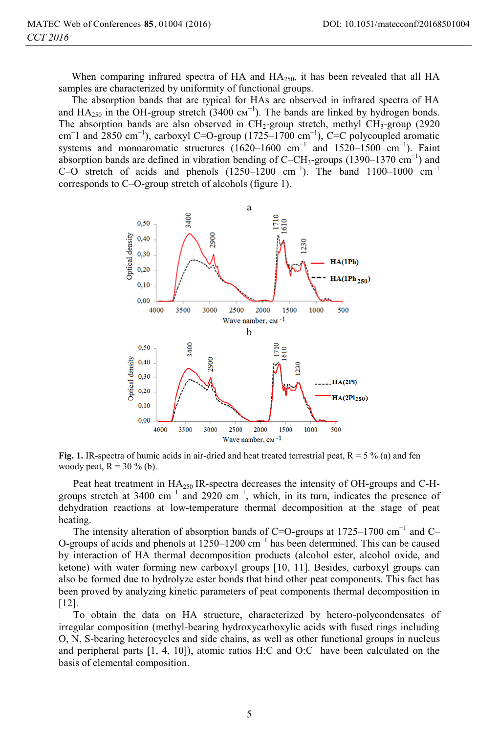When comparing infrared spectra of HA and $HA_{250}$, it has been revealed that all HA samples are characterized by uniformity of functional groups.

The absorption bands that are typical for HAs are observed in infrared spectra of HA and $HA_{250}$ in the OH-group stretch (3400 сm$^{-1}$). The bands are linked by hydrogen bonds. The absorption bands are also observed in $CH_2$-group stretch, methyl $CH_3$-group (2920 cm$^{-1}$ and 2850 cm$^{-1}$), carboxyl C=O-group (1725–1700 cm$^{-1}$), C=C polycoupled aromatic systems and monoaromatic structures (1620–1600 cm$^{-1}$ and 1520–1500 cm$^{-1}$). Faint absorption bands are defined in vibration bending of C–$CH_3$-groups (1390–1370 cm$^{-1}$) and C–O stretch of acids and phenols (1250–1200 cm$^{-1}$). The band 1100–1000 cm$^{-1}$ corresponds to C–O-group stretch of alcohols (figure 1).

**Fig. 1.** IR-spectra of humic acids in air-dried and heat treated terrestrial peat, R = 5 % (a) and fen woody peat, R = 30 % (b).

Peat heat treatment in $HA_{250}$ IR-spectra decreases the intensity of OH-groups and C-H-groups stretch at 3400 cm$^{-1}$ and 2920 cm$^{-1}$, which, in its turn, indicates the presence of dehydration reactions at low-temperature thermal decomposition at the stage of peat heating.

The intensity alteration of absorption bands of C=O-groups at 1725–1700 cm$^{-1}$ and C–O-groups of acids and phenols at 1250–1200 cm$^{-1}$ has been determined. This can be caused by interaction of HA thermal decomposition products (alcohol ester, alcohol oxide, and ketone) with water forming new carboxyl groups [10, 11]. Besides, carboxyl groups can also be formed due to hydrolyze ester bonds that bind other peat components. This fact has been proved by analyzing kinetic parameters of peat components thermal decomposition in [12].

To obtain the data on HA structure, characterized by hetero-polycondensates of irregular composition (methyl-bearing hydroxycarboxylic acids with fused rings including O, N, S-bearing heterocycles and side chains, as well as other functional groups in nucleus and peripheral parts [1, 4, 10]), atomic ratios H:C and O:C have been calculated on the basis of elemental composition.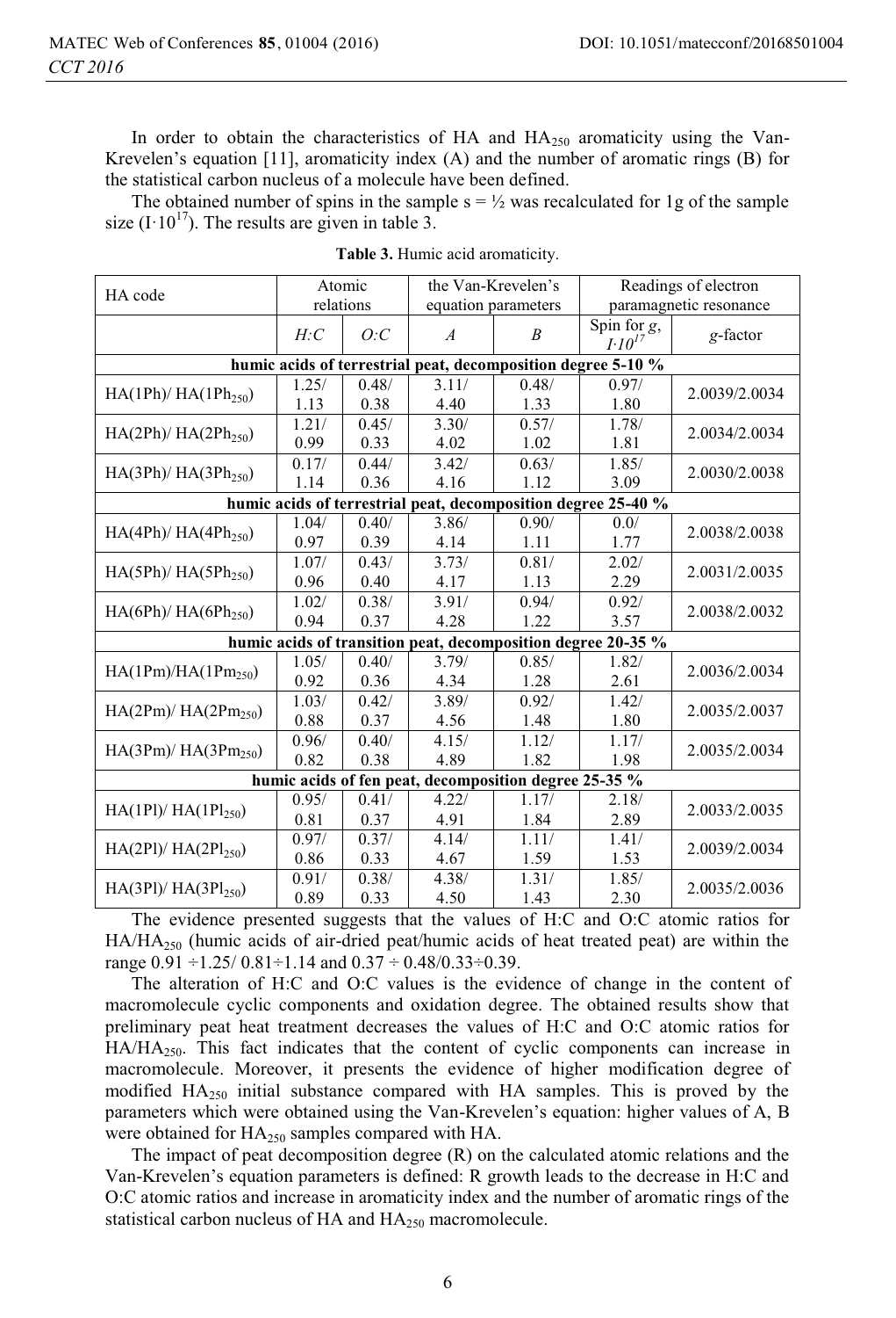In order to obtain the characteristics of HA and $HA_{250}$ aromaticity using the Van-Krevelen's equation [11], aromaticity index (A) and the number of aromatic rings (B) for the statistical carbon nucleus of a molecule have been defined.

The obtained number of spins in the sample s = ½ was recalculated for 1g of the sample size ($I \cdot 10^{17}$). The results are given in table 3.

**Table 3.** Humic acid aromaticity.

| HA code | Atomic relations | | the Van-Krevelen's equation parameters | | Readings of electron paramagnetic resonance | |
|---|---|---|---|---|---|---|
| | *H:C* | *O:C* | *A* | *B* | Spin for *g*, $I \cdot 10^{17}$ | *g*-factor |
| **humic acids of terrestrial peat, decomposition degree 5-10 %** | | | | | | |
| HA(1Ph)/ HA($1Ph_{250}$) | 1.25/ 1.13 | 0.48/ 0.38 | 3.11/ 4.40 | 0.48/ 1.33 | 0.97/ 1.80 | 2.0039/2.0034 |
| HA(2Ph)/ HA($2Ph_{250}$) | 1.21/ 0.99 | 0.45/ 0.33 | 3.30/ 4.02 | 0.57/ 1.02 | 1.78/ 1.81 | 2.0034/2.0034 |
| HA(3Ph)/ HA($3Ph_{250}$) | 0.17/ 1.14 | 0.44/ 0.36 | 3.42/ 4.16 | 0.63/ 1.12 | 1.85/ 3.09 | 2.0030/2.0038 |
| **humic acids of terrestrial peat, decomposition degree 25-40 %** | | | | | | |
| HA(4Ph)/ HA($4Ph_{250}$) | 1.04/ 0.97 | 0.40/ 0.39 | 3.86/ 4.14 | 0.90/ 1.11 | 0.0/ 1.77 | 2.0038/2.0038 |
| HA(5Ph)/ HA($5Ph_{250}$) | 1.07/ 0.96 | 0.43/ 0.40 | 3.73/ 4.17 | 0.81/ 1.13 | 2.02/ 2.29 | 2.0031/2.0035 |
| HA(6Ph)/ HA($6Ph_{250}$) | 1.02/ 0.94 | 0.38/ 0.37 | 3.91/ 4.28 | 0.94/ 1.22 | 0.92/ 3.57 | 2.0038/2.0032 |
| **humic acids of transition peat, decomposition degree 20-35 %** | | | | | | |
| HA(1Pm)/HA($1Pm_{250}$) | 1.05/ 0.92 | 0.40/ 0.36 | 3.79/ 4.34 | 0.85/ 1.28 | 1.82/ 2.61 | 2.0036/2.0034 |
| HA(2Pm)/ HA($2Pm_{250}$) | 1.03/ 0.88 | 0.42/ 0.37 | 3.89/ 4.56 | 0.92/ 1.48 | 1.42/ 1.80 | 2.0035/2.0037 |
| HA(3Pm)/ HA($3Pm_{250}$) | 0.96/ 0.82 | 0.40/ 0.38 | 4.15/ 4.89 | 1.12/ 1.82 | 1.17/ 1.98 | 2.0035/2.0034 |
| **humic acids of fen peat, decomposition degree 25-35 %** | | | | | | |
| HA(1Pl)/ HA($1Pl_{250}$) | 0.95/ 0.81 | 0.41/ 0.37 | 4.22/ 4.91 | 1.17/ 1.84 | 2.18/ 2.89 | 2.0033/2.0035 |
| HA(2Pl)/ HA($2Pl_{250}$) | 0.97/ 0.86 | 0.37/ 0.33 | 4.14/ 4.67 | 1.11/ 1.59 | 1.41/ 1.53 | 2.0039/2.0034 |
| HA(3Pl)/ HA($3Pl_{250}$) | 0.91/ 0.89 | 0.38/ 0.33 | 4.38/ 4.50 | 1.31/ 1.43 | 1.85/ 2.30 | 2.0035/2.0036 |

The evidence presented suggests that the values of H:C and O:C atomic ratios for HA/$HA_{250}$ (humic acids of air-dried peat/humic acids of heat treated peat) are within the range 0.91 ÷1.25/ 0.81÷1.14 and 0.37 ÷ 0.48/0.33÷0.39.

The alteration of H:C and O:C values is the evidence of change in the content of macromolecule cyclic components and oxidation degree. The obtained results show that preliminary peat heat treatment decreases the values of H:C and O:C atomic ratios for HA/$HA_{250}$. This fact indicates that the content of cyclic components can increase in macromolecule. Moreover, it presents the evidence of higher modification degree of modified $HA_{250}$ initial substance compared with HA samples. This is proved by the parameters which were obtained using the Van-Krevelen's equation: higher values of A, B were obtained for $HA_{250}$ samples compared with HA.

The impact of peat decomposition degree (R) on the calculated atomic relations and the Van-Krevelen's equation parameters is defined: R growth leads to the decrease in H:C and O:C atomic ratios and increase in aromaticity index and the number of aromatic rings of the statistical carbon nucleus of HA and $HA_{250}$ macromolecule.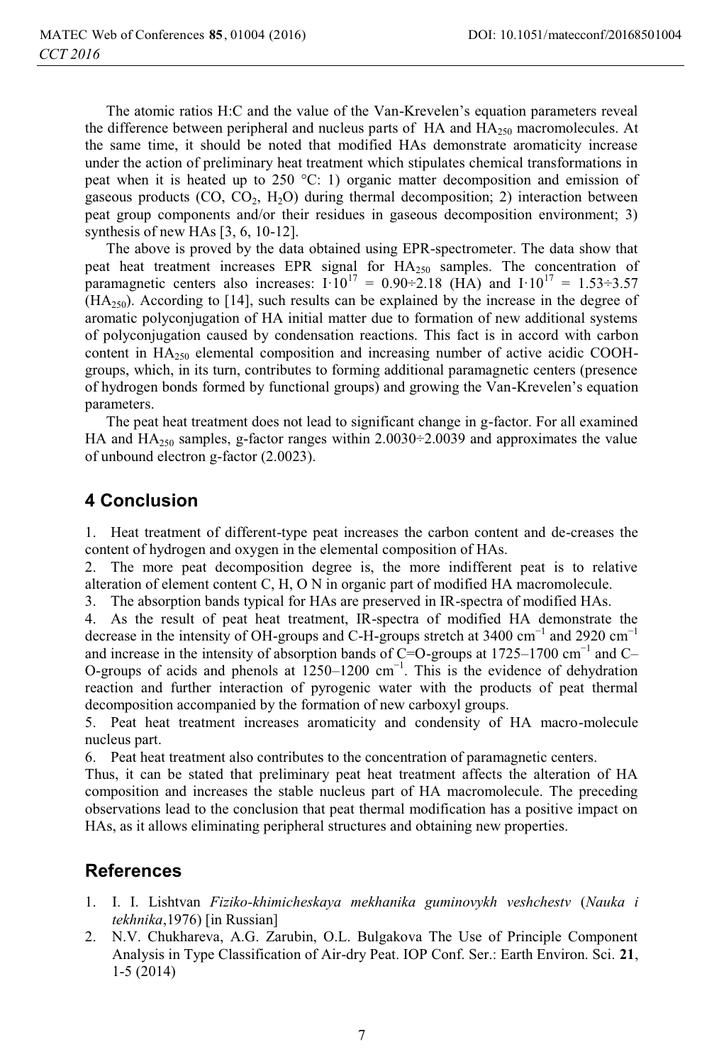The atomic ratios H:C and the value of the Van-Krevelen's equation parameters reveal the difference between peripheral and nucleus parts of HA and $HA_{250}$ macromolecules. At the same time, it should be noted that modified HAs demonstrate aromaticity increase under the action of preliminary heat treatment which stipulates chemical transformations in peat when it is heated up to 250 °C: 1) organic matter decomposition and emission of gaseous products (CO, $CO_2$, $H_2O$) during thermal decomposition; 2) interaction between peat group components and/or their residues in gaseous decomposition environment; 3) synthesis of new HAs [3, 6, 10-12].

The above is proved by the data obtained using EPR-spectrometer. The data show that peat heat treatment increases EPR signal for $HA_{250}$ samples. The concentration of paramagnetic centers also increases: $I \cdot 10^{17} = 0.90 \div 2.18$ (HA) and $I \cdot 10^{17} = 1.53 \div 3.57$ ($HA_{250}$). According to [14], such results can be explained by the increase in the degree of aromatic polyconjugation of HA initial matter due to formation of new additional systems of polyconjugation caused by condensation reactions. This fact is in accord with carbon content in $HA_{250}$ elemental composition and increasing number of active acidic COOH-groups, which, in its turn, contributes to forming additional paramagnetic centers (presence of hydrogen bonds formed by functional groups) and growing the Van-Krevelen's equation parameters.

The peat heat treatment does not lead to significant change in g-factor. For all examined HA and $HA_{250}$ samples, g-factor ranges within $2.0030 \div 2.0039$ and approximates the value of unbound electron g-factor (2.0023).

## 4 Conclusion

1. Heat treatment of different-type peat increases the carbon content and de-creases the content of hydrogen and oxygen in the elemental composition of HAs.
2. The more peat decomposition degree is, the more indifferent peat is to relative alteration of element content C, H, O N in organic part of modified HA macromolecule.
3. The absorption bands typical for HAs are preserved in IR-spectra of modified HAs.
4. As the result of peat heat treatment, IR-spectra of modified HA demonstrate the decrease in the intensity of OH-groups and C-H-groups stretch at 3400 $cm^{-1}$ and 2920 $cm^{-1}$ and increase in the intensity of absorption bands of C=O-groups at 1725–1700 $cm^{-1}$ and C–O-groups of acids and phenols at 1250–1200 $cm^{-1}$. This is the evidence of dehydration reaction and further interaction of pyrogenic water with the products of peat thermal decomposition accompanied by the formation of new carboxyl groups.
5. Peat heat treatment increases aromaticity and condensity of HA macro-molecule nucleus part.
6. Peat heat treatment also contributes to the concentration of paramagnetic centers.

Thus, it can be stated that preliminary peat heat treatment affects the alteration of HA composition and increases the stable nucleus part of HA macromolecule. The preceding observations lead to the conclusion that peat thermal modification has a positive impact on HAs, as it allows eliminating peripheral structures and obtaining new properties.

## References

1. I. I. Lishtvan *Fiziko-khimicheskaya mekhanika guminovykh veshchestv* (*Nauka i tekhnika*,1976) [in Russian]
2. N.V. Chukhareva, A.G. Zarubin, O.L. Bulgakova The Use of Principle Component Analysis in Type Classification of Air-dry Peat. IOP Conf. Ser.: Earth Environ. Sci. **21**, 1-5 (2014)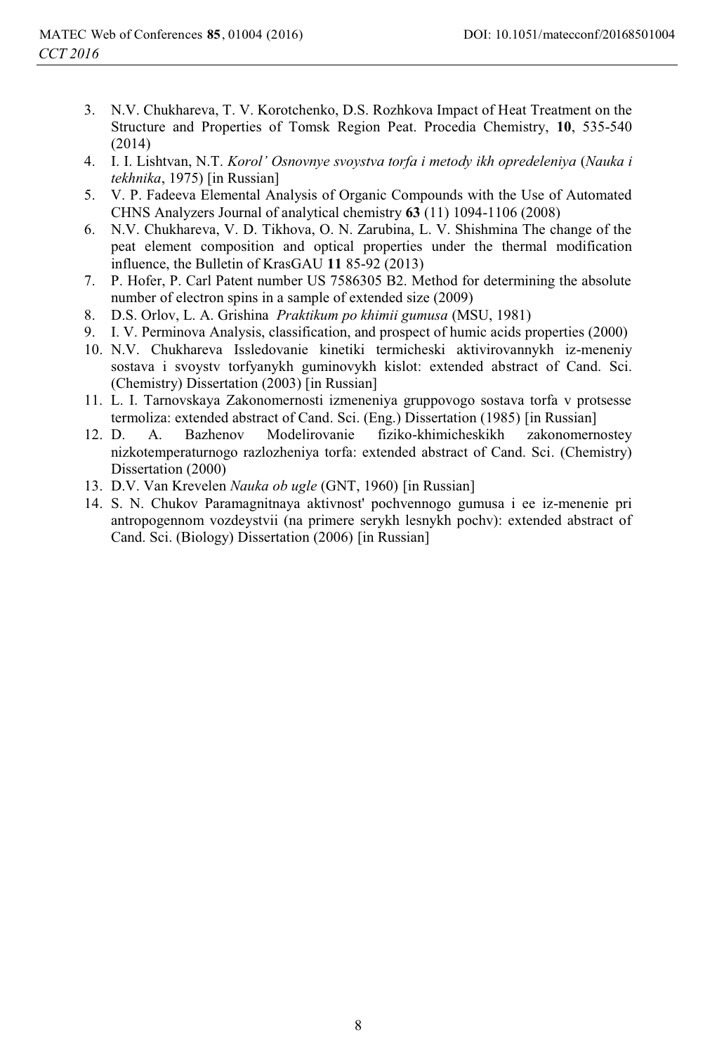3. N.V. Chukhareva, T. V. Korotchenko, D.S. Rozhkova Impact of Heat Treatment on the Structure and Properties of Tomsk Region Peat. Procedia Chemistry, **10**, 535-540 (2014)
4. I. I. Lishtvan, N.T. *Korol' Osnovnye svoystva torfa i metody ikh opredeleniya* (*Nauka i tekhnika*, 1975) [in Russian]
5. V. P. Fadeeva Elemental Analysis of Organic Compounds with the Use of Automated CHNS Analyzers Journal of analytical chemistry **63** (11) 1094-1106 (2008)
6. N.V. Chukhareva, V. D. Tikhova, O. N. Zarubina, L. V. Shishmina The change of the peat element composition and optical properties under the thermal modification influence, the Bulletin of KrasGAU **11** 85-92 (2013)
7. P. Hofer, P. Carl Patent number US 7586305 B2. Method for determining the absolute number of electron spins in a sample of extended size (2009)
8. D.S. Orlov, L. A. Grishina *Praktikum po khimii gumusa* (MSU, 1981)
9. I. V. Perminova Analysis, classification, and prospect of humic acids properties (2000)
10. N.V. Chukhareva Issledovanie kinetiki termicheski aktivirovannykh iz-meneniy sostava i svoystv torfyanykh guminovykh kislot: extended abstract of Cand. Sci. (Chemistry) Dissertation (2003) [in Russian]
11. L. I. Tarnovskaya Zakonomernosti izmeneniya gruppovogo sostava torfa v protsesse termoliza: extended abstract of Cand. Sci. (Eng.) Dissertation (1985) [in Russian]
12. D. A. Bazhenov Modelirovanie fiziko-khimicheskikh zakonomernostey nizkotemperaturnogo razlozheniya torfa: extended abstract of Cand. Sci. (Chemistry) Dissertation (2000)
13. D.V. Van Krevelen *Nauka ob ugle* (GNT, 1960) [in Russian]
14. S. N. Chukov Paramagnitnaya aktivnost' pochvennogo gumusa i ee iz-menenie pri antropogennom vozdeystvii (na primere serykh lesnykh pochv): extended abstract of Cand. Sci. (Biology) Dissertation (2006) [in Russian]